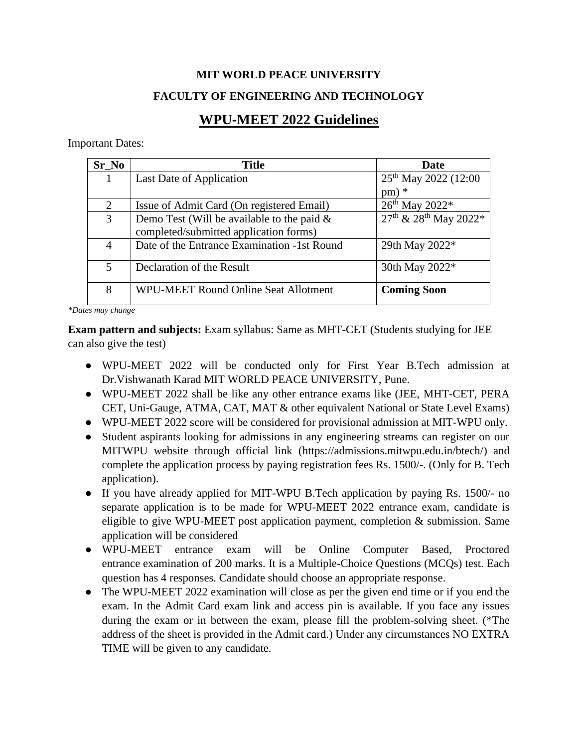**MIT WORLD PEACE UNIVERSITY**

**FACULTY OF ENGINEERING AND TECHNOLOGY**

# WPU-MEET 2022 Guidelines

Important Dates:

| Sr_No | Title | Date |
|---|---|---|
| 1 | Last Date of Application | 25th May 2022 (12:00 pm) * |
| 2 | Issue of Admit Card (On registered Email) | 26th May 2022* |
| 3 | Demo Test (Will be available to the paid & completed/submitted application forms) | 27th & 28th May 2022* |
| 4 | Date of the Entrance Examination -1st Round | 29th May 2022* |
| 5 | Declaration of the Result | 30th May 2022* |
| 8 | WPU-MEET Round Online Seat Allotment | **Coming Soon** |

*\*Dates may change*

**Exam pattern and subjects:** Exam syllabus: Same as MHT-CET (Students studying for JEE can also give the test)

- WPU-MEET 2022 will be conducted only for First Year B.Tech admission at Dr.Vishwanath Karad MIT WORLD PEACE UNIVERSITY, Pune.
- WPU-MEET 2022 shall be like any other entrance exams like (JEE, MHT-CET, PERA CET, Uni-Gauge, ATMA, CAT, MAT & other equivalent National or State Level Exams)
- WPU-MEET 2022 score will be considered for provisional admission at MIT-WPU only.
- Student aspirants looking for admissions in any engineering streams can register on our MITWPU website through official link (https://admissions.mitwpu.edu.in/btech/) and complete the application process by paying registration fees Rs. 1500/-. (Only for B. Tech application).
- If you have already applied for MIT-WPU B.Tech application by paying Rs. 1500/- no separate application is to be made for WPU-MEET 2022 entrance exam, candidate is eligible to give WPU-MEET post application payment, completion & submission. Same application will be considered
- WPU-MEET entrance exam will be Online Computer Based, Proctored entrance examination of 200 marks. It is a Multiple-Choice Questions (MCQs) test. Each question has 4 responses. Candidate should choose an appropriate response.
- The WPU-MEET 2022 examination will close as per the given end time or if you end the exam. In the Admit Card exam link and access pin is available. If you face any issues during the exam or in between the exam, please fill the problem-solving sheet. (*The address of the sheet is provided in the Admit card.) Under any circumstances NO EXTRA TIME will be given to any candidate.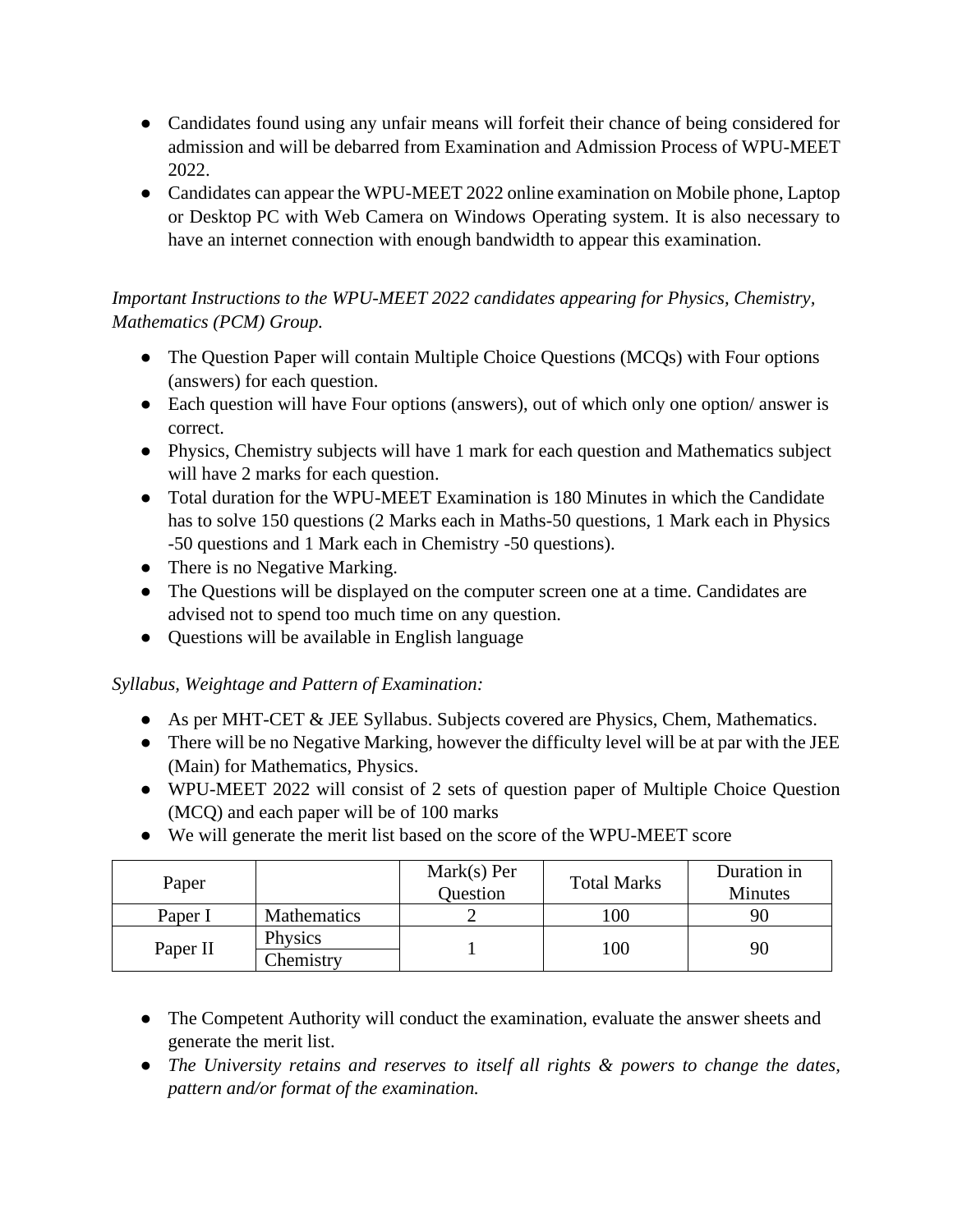- Candidates found using any unfair means will forfeit their chance of being considered for admission and will be debarred from Examination and Admission Process of WPU-MEET 2022.
- Candidates can appear the WPU-MEET 2022 online examination on Mobile phone, Laptop or Desktop PC with Web Camera on Windows Operating system. It is also necessary to have an internet connection with enough bandwidth to appear this examination.

*Important Instructions to the WPU-MEET 2022 candidates appearing for Physics, Chemistry, Mathematics (PCM) Group.*

- The Question Paper will contain Multiple Choice Questions (MCQs) with Four options (answers) for each question.
- Each question will have Four options (answers), out of which only one option/ answer is correct.
- Physics, Chemistry subjects will have 1 mark for each question and Mathematics subject will have 2 marks for each question.
- Total duration for the WPU-MEET Examination is 180 Minutes in which the Candidate has to solve 150 questions (2 Marks each in Maths-50 questions, 1 Mark each in Physics -50 questions and 1 Mark each in Chemistry -50 questions).
- There is no Negative Marking.
- The Questions will be displayed on the computer screen one at a time. Candidates are advised not to spend too much time on any question.
- Questions will be available in English language

*Syllabus, Weightage and Pattern of Examination:*

- As per MHT-CET & JEE Syllabus. Subjects covered are Physics, Chem, Mathematics.
- There will be no Negative Marking, however the difficulty level will be at par with the JEE (Main) for Mathematics, Physics.
- WPU-MEET 2022 will consist of 2 sets of question paper of Multiple Choice Question (MCQ) and each paper will be of 100 marks
- We will generate the merit list based on the score of the WPU-MEET score

| Paper | | Mark(s) Per Question | Total Marks | Duration in Minutes |
|---|---|---|---|---|
| Paper I | Mathematics | 2 | 100 | 90 |
| Paper II | Physics | 1 | 100 | 90 |
| | Chemistry | | | |

- The Competent Authority will conduct the examination, evaluate the answer sheets and generate the merit list.
- *The University retains and reserves to itself all rights & powers to change the dates, pattern and/or format of the examination.*